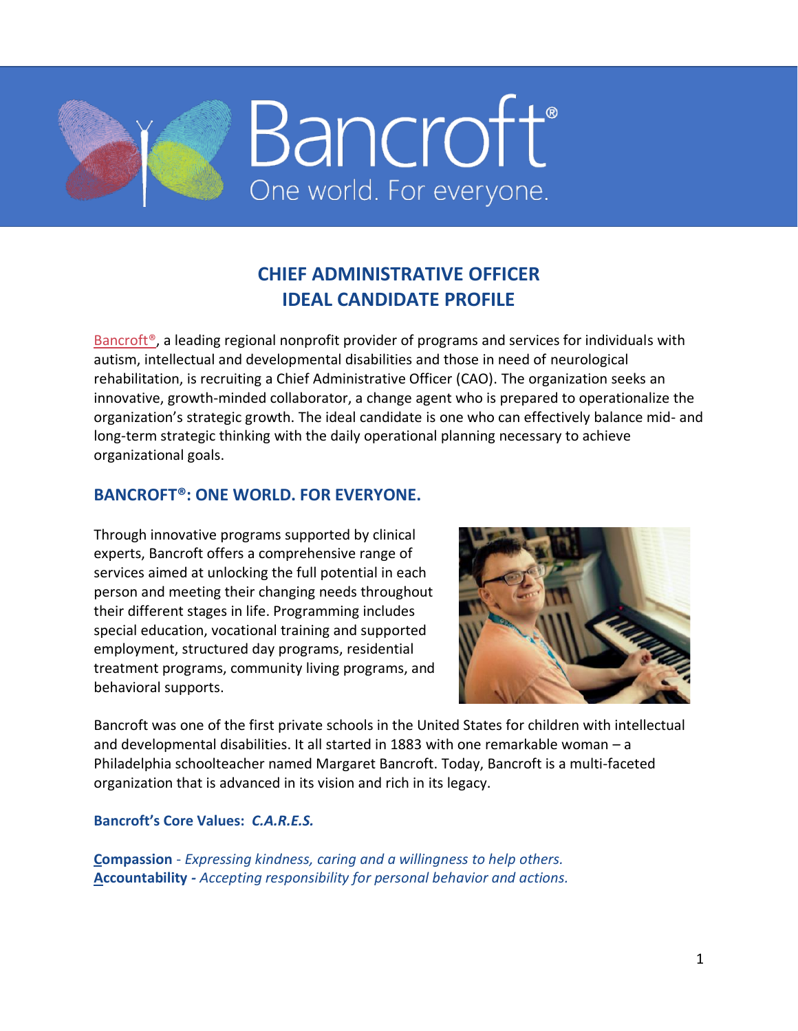# Bancroft®

One world. For everyone.

## CHIEF ADMINISTRATIVE OFFICER
## IDEAL CANDIDATE PROFILE

Bancroft®, a leading regional nonprofit provider of programs and services for individuals with autism, intellectual and developmental disabilities and those in need of neurological rehabilitation, is recruiting a Chief Administrative Officer (CAO). The organization seeks an innovative, growth-minded collaborator, a change agent who is prepared to operationalize the organization's strategic growth. The ideal candidate is one who can effectively balance mid- and long-term strategic thinking with the daily operational planning necessary to achieve organizational goals.

### BANCROFT®: ONE WORLD. FOR EVERYONE.

Through innovative programs supported by clinical experts, Bancroft offers a comprehensive range of services aimed at unlocking the full potential in each person and meeting their changing needs throughout their different stages in life. Programming includes special education, vocational training and supported employment, structured day programs, residential treatment programs, community living programs, and behavioral supports.

Bancroft was one of the first private schools in the United States for children with intellectual and developmental disabilities. It all started in 1883 with one remarkable woman – a Philadelphia schoolteacher named Margaret Bancroft. Today, Bancroft is a multi-faceted organization that is advanced in its vision and rich in its legacy.

**Bancroft's Core Values:** ***C.A.R.E.S.***

**Compassion** - *Expressing kindness, caring and a willingness to help others.*
**Accountability -** *Accepting responsibility for personal behavior and actions.*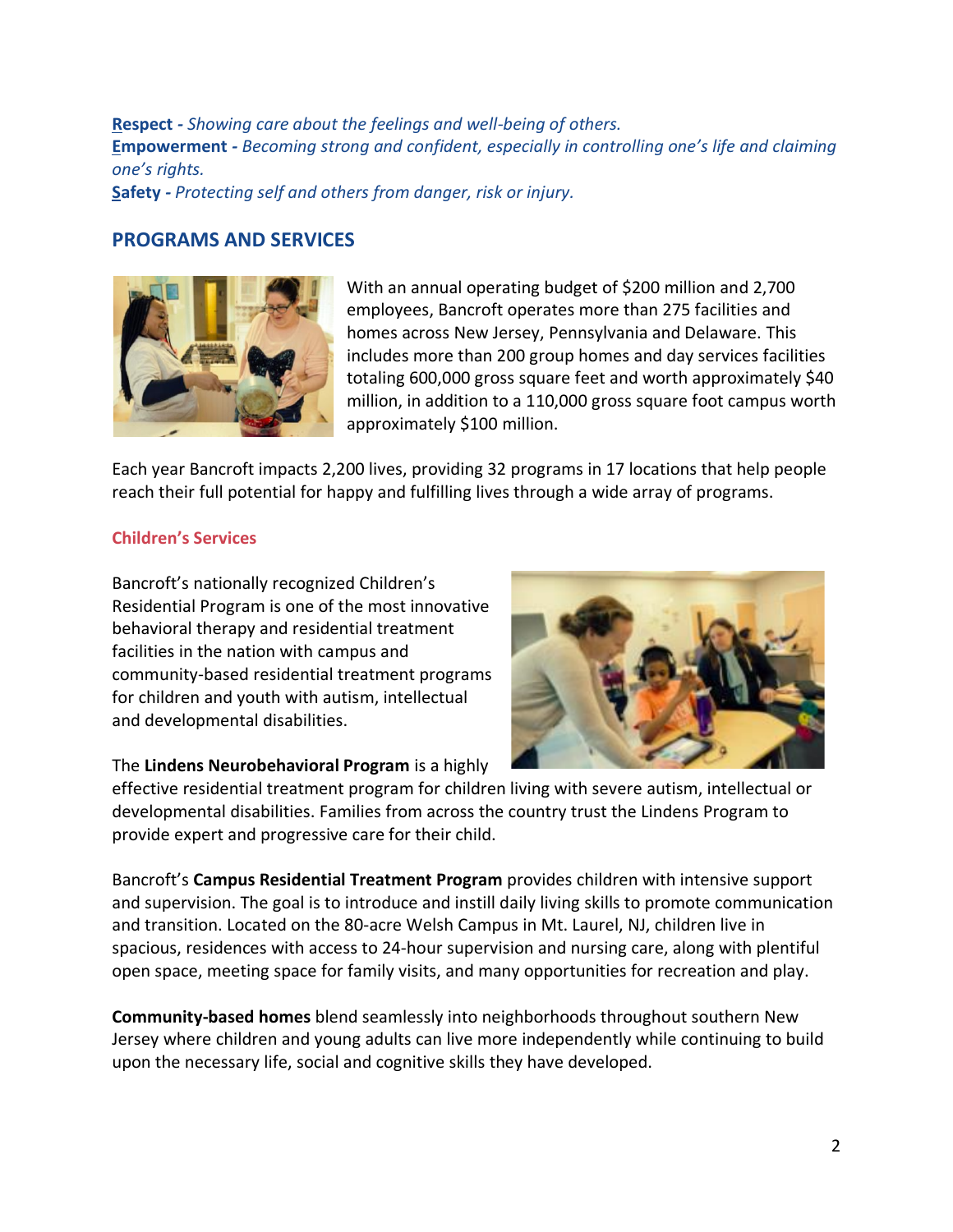**Respect -** *Showing care about the feelings and well-being of others.*
**Empowerment -** *Becoming strong and confident, especially in controlling one's life and claiming one's rights.*
**Safety -** *Protecting self and others from danger, risk or injury.*

## PROGRAMS AND SERVICES

With an annual operating budget of $200 million and 2,700 employees, Bancroft operates more than 275 facilities and homes across New Jersey, Pennsylvania and Delaware. This includes more than 200 group homes and day services facilities totaling 600,000 gross square feet and worth approximately $40 million, in addition to a 110,000 gross square foot campus worth approximately $100 million.

Each year Bancroft impacts 2,200 lives, providing 32 programs in 17 locations that help people reach their full potential for happy and fulfilling lives through a wide array of programs.

### Children's Services

Bancroft's nationally recognized Children's Residential Program is one of the most innovative behavioral therapy and residential treatment facilities in the nation with campus and community-based residential treatment programs for children and youth with autism, intellectual and developmental disabilities.

The **Lindens Neurobehavioral Program** is a highly effective residential treatment program for children living with severe autism, intellectual or developmental disabilities. Families from across the country trust the Lindens Program to provide expert and progressive care for their child.

Bancroft's **Campus Residential Treatment Program** provides children with intensive support and supervision. The goal is to introduce and instill daily living skills to promote communication and transition. Located on the 80-acre Welsh Campus in Mt. Laurel, NJ, children live in spacious, residences with access to 24-hour supervision and nursing care, along with plentiful open space, meeting space for family visits, and many opportunities for recreation and play.

**Community-based homes** blend seamlessly into neighborhoods throughout southern New Jersey where children and young adults can live more independently while continuing to build upon the necessary life, social and cognitive skills they have developed.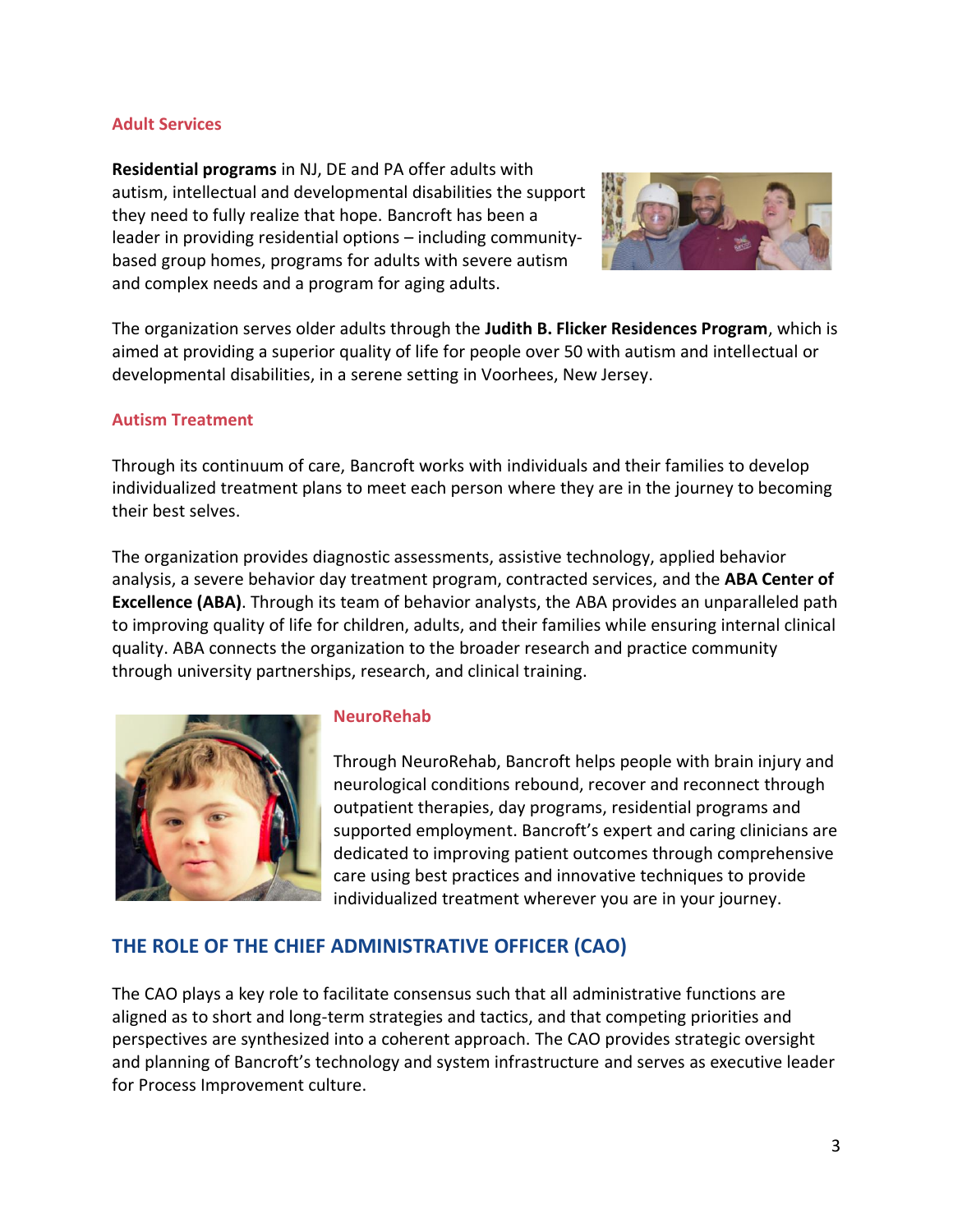### Adult Services

**Residential programs** in NJ, DE and PA offer adults with autism, intellectual and developmental disabilities the support they need to fully realize that hope. Bancroft has been a leader in providing residential options – including community-based group homes, programs for adults with severe autism and complex needs and a program for aging adults.

The organization serves older adults through the **Judith B. Flicker Residences Program**, which is aimed at providing a superior quality of life for people over 50 with autism and intellectual or developmental disabilities, in a serene setting in Voorhees, New Jersey.

### Autism Treatment

Through its continuum of care, Bancroft works with individuals and their families to develop individualized treatment plans to meet each person where they are in the journey to becoming their best selves.

The organization provides diagnostic assessments, assistive technology, applied behavior analysis, a severe behavior day treatment program, contracted services, and the **ABA Center of Excellence (ABA)**. Through its team of behavior analysts, the ABA provides an unparalleled path to improving quality of life for children, adults, and their families while ensuring internal clinical quality. ABA connects the organization to the broader research and practice community through university partnerships, research, and clinical training.

### NeuroRehab

Through NeuroRehab, Bancroft helps people with brain injury and neurological conditions rebound, recover and reconnect through outpatient therapies, day programs, residential programs and supported employment. Bancroft's expert and caring clinicians are dedicated to improving patient outcomes through comprehensive care using best practices and innovative techniques to provide individualized treatment wherever you are in your journey.

## THE ROLE OF THE CHIEF ADMINISTRATIVE OFFICER (CAO)

The CAO plays a key role to facilitate consensus such that all administrative functions are aligned as to short and long-term strategies and tactics, and that competing priorities and perspectives are synthesized into a coherent approach. The CAO provides strategic oversight and planning of Bancroft's technology and system infrastructure and serves as executive leader for Process Improvement culture.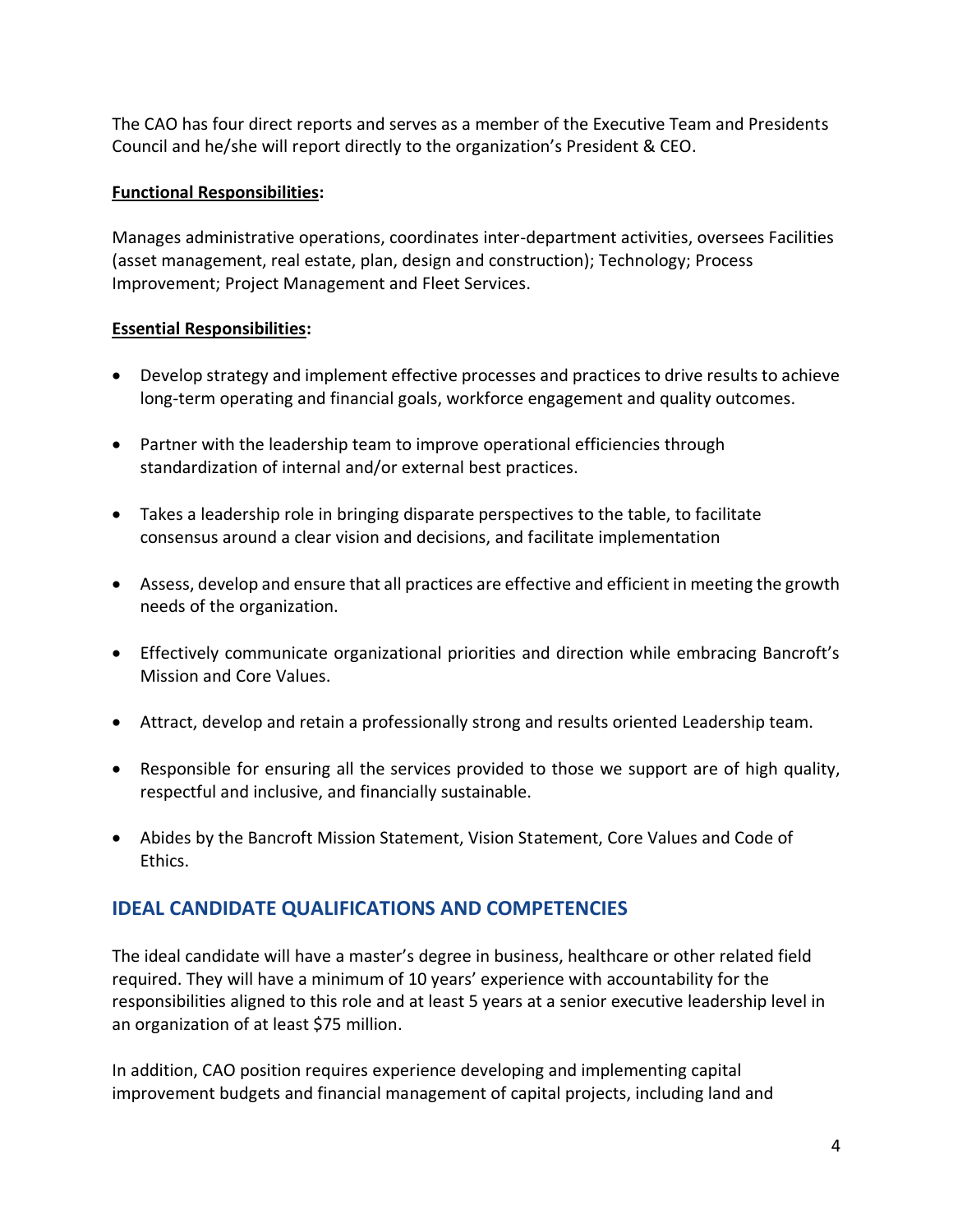The CAO has four direct reports and serves as a member of the Executive Team and Presidents Council and he/she will report directly to the organization's President & CEO.

**Functional Responsibilities:**

Manages administrative operations, coordinates inter-department activities, oversees Facilities (asset management, real estate, plan, design and construction); Technology; Process Improvement; Project Management and Fleet Services.

**Essential Responsibilities:**

- Develop strategy and implement effective processes and practices to drive results to achieve long-term operating and financial goals, workforce engagement and quality outcomes.
- Partner with the leadership team to improve operational efficiencies through standardization of internal and/or external best practices.
- Takes a leadership role in bringing disparate perspectives to the table, to facilitate consensus around a clear vision and decisions, and facilitate implementation
- Assess, develop and ensure that all practices are effective and efficient in meeting the growth needs of the organization.
- Effectively communicate organizational priorities and direction while embracing Bancroft's Mission and Core Values.
- Attract, develop and retain a professionally strong and results oriented Leadership team.
- Responsible for ensuring all the services provided to those we support are of high quality, respectful and inclusive, and financially sustainable.
- Abides by the Bancroft Mission Statement, Vision Statement, Core Values and Code of Ethics.

## IDEAL CANDIDATE QUALIFICATIONS AND COMPETENCIES

The ideal candidate will have a master's degree in business, healthcare or other related field required. They will have a minimum of 10 years' experience with accountability for the responsibilities aligned to this role and at least 5 years at a senior executive leadership level in an organization of at least $75 million.

In addition, CAO position requires experience developing and implementing capital improvement budgets and financial management of capital projects, including land and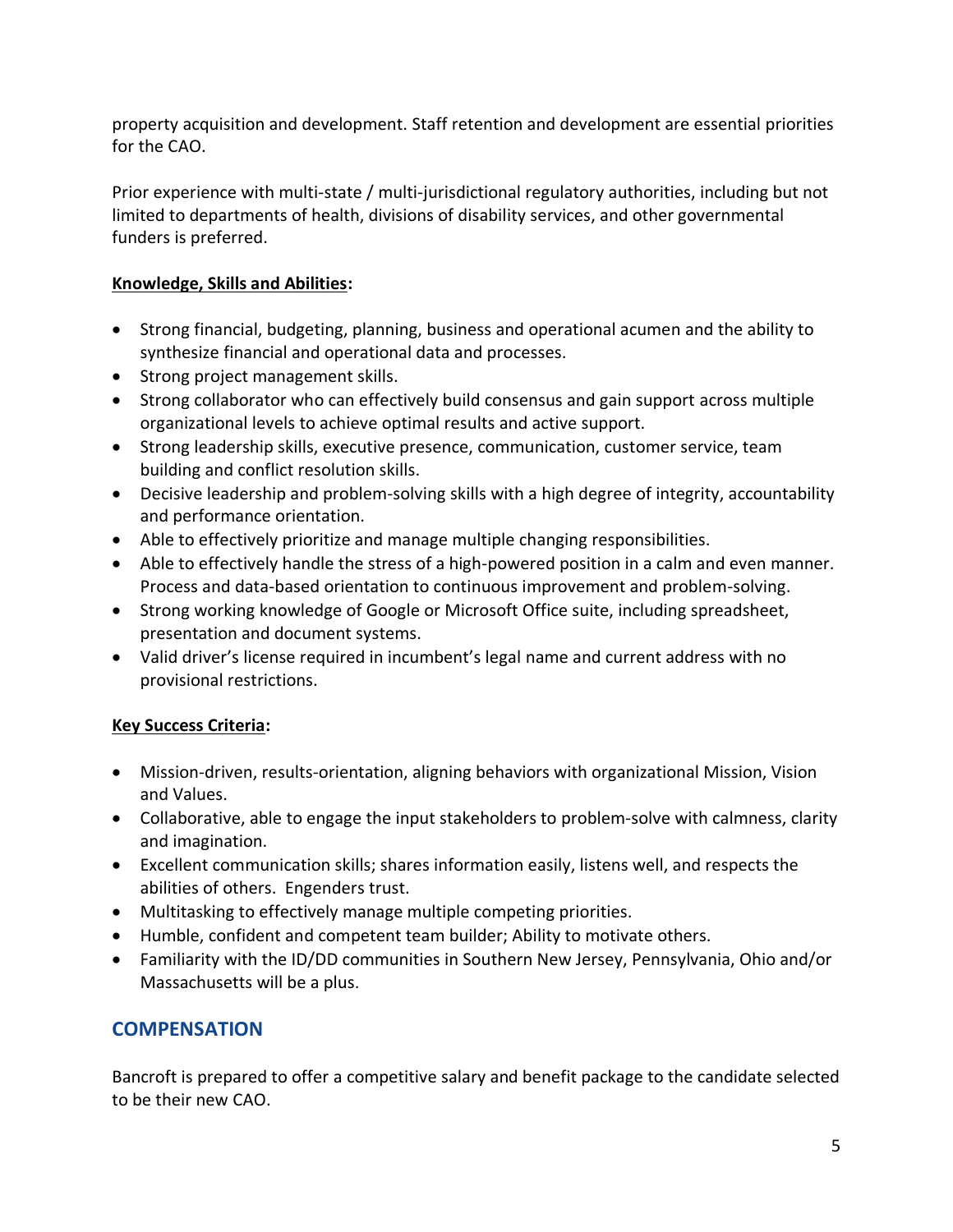property acquisition and development. Staff retention and development are essential priorities for the CAO.

Prior experience with multi-state / multi-jurisdictional regulatory authorities, including but not limited to departments of health, divisions of disability services, and other governmental funders is preferred.

**Knowledge, Skills and Abilities:**

- Strong financial, budgeting, planning, business and operational acumen and the ability to synthesize financial and operational data and processes.
- Strong project management skills.
- Strong collaborator who can effectively build consensus and gain support across multiple organizational levels to achieve optimal results and active support.
- Strong leadership skills, executive presence, communication, customer service, team building and conflict resolution skills.
- Decisive leadership and problem-solving skills with a high degree of integrity, accountability and performance orientation.
- Able to effectively prioritize and manage multiple changing responsibilities.
- Able to effectively handle the stress of a high-powered position in a calm and even manner. Process and data-based orientation to continuous improvement and problem-solving.
- Strong working knowledge of Google or Microsoft Office suite, including spreadsheet, presentation and document systems.
- Valid driver's license required in incumbent's legal name and current address with no provisional restrictions.

**Key Success Criteria:**

- Mission-driven, results-orientation, aligning behaviors with organizational Mission, Vision and Values.
- Collaborative, able to engage the input stakeholders to problem-solve with calmness, clarity and imagination.
- Excellent communication skills; shares information easily, listens well, and respects the abilities of others. Engenders trust.
- Multitasking to effectively manage multiple competing priorities.
- Humble, confident and competent team builder; Ability to motivate others.
- Familiarity with the ID/DD communities in Southern New Jersey, Pennsylvania, Ohio and/or Massachusetts will be a plus.

## COMPENSATION

Bancroft is prepared to offer a competitive salary and benefit package to the candidate selected to be their new CAO.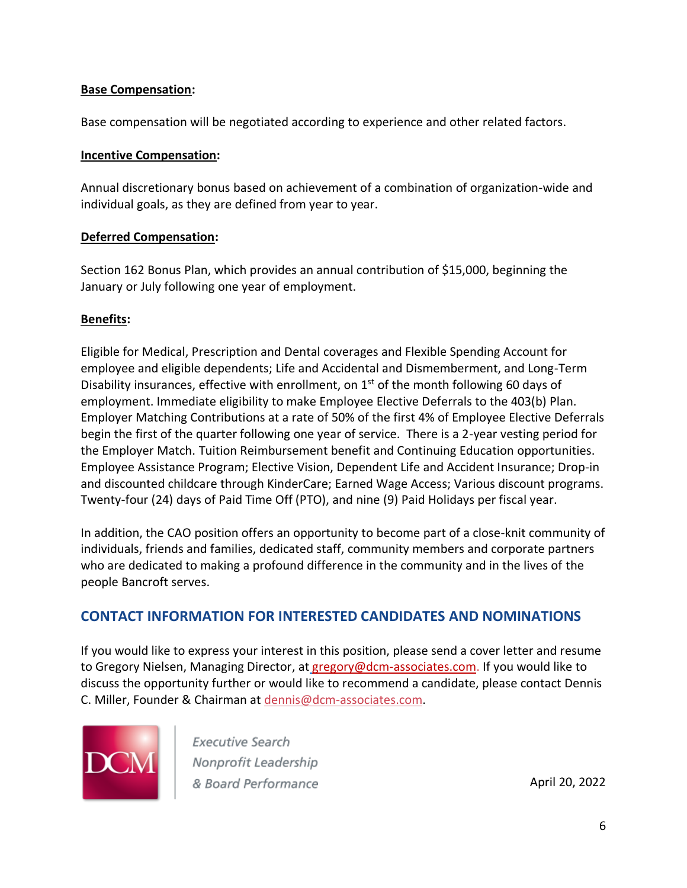**Base Compensation:**

Base compensation will be negotiated according to experience and other related factors.

**Incentive Compensation:**

Annual discretionary bonus based on achievement of a combination of organization-wide and individual goals, as they are defined from year to year.

**Deferred Compensation:**

Section 162 Bonus Plan, which provides an annual contribution of $15,000, beginning the January or July following one year of employment.

**Benefits:**

Eligible for Medical, Prescription and Dental coverages and Flexible Spending Account for employee and eligible dependents; Life and Accidental and Dismemberment, and Long-Term Disability insurances, effective with enrollment, on 1st of the month following 60 days of employment. Immediate eligibility to make Employee Elective Deferrals to the 403(b) Plan. Employer Matching Contributions at a rate of 50% of the first 4% of Employee Elective Deferrals begin the first of the quarter following one year of service. There is a 2-year vesting period for the Employer Match. Tuition Reimbursement benefit and Continuing Education opportunities. Employee Assistance Program; Elective Vision, Dependent Life and Accident Insurance; Drop-in and discounted childcare through KinderCare; Earned Wage Access; Various discount programs. Twenty-four (24) days of Paid Time Off (PTO), and nine (9) Paid Holidays per fiscal year.

In addition, the CAO position offers an opportunity to become part of a close-knit community of individuals, friends and families, dedicated staff, community members and corporate partners who are dedicated to making a profound difference in the community and in the lives of the people Bancroft serves.

## CONTACT INFORMATION FOR INTERESTED CANDIDATES AND NOMINATIONS

If you would like to express your interest in this position, please send a cover letter and resume to Gregory Nielsen, Managing Director, at gregory@dcm-associates.com. If you would like to discuss the opportunity further or would like to recommend a candidate, please contact Dennis C. Miller, Founder & Chairman at dennis@dcm-associates.com.

DCM

*Executive Search*
*Nonprofit Leadership*
*& Board Performance*

April 20, 2022